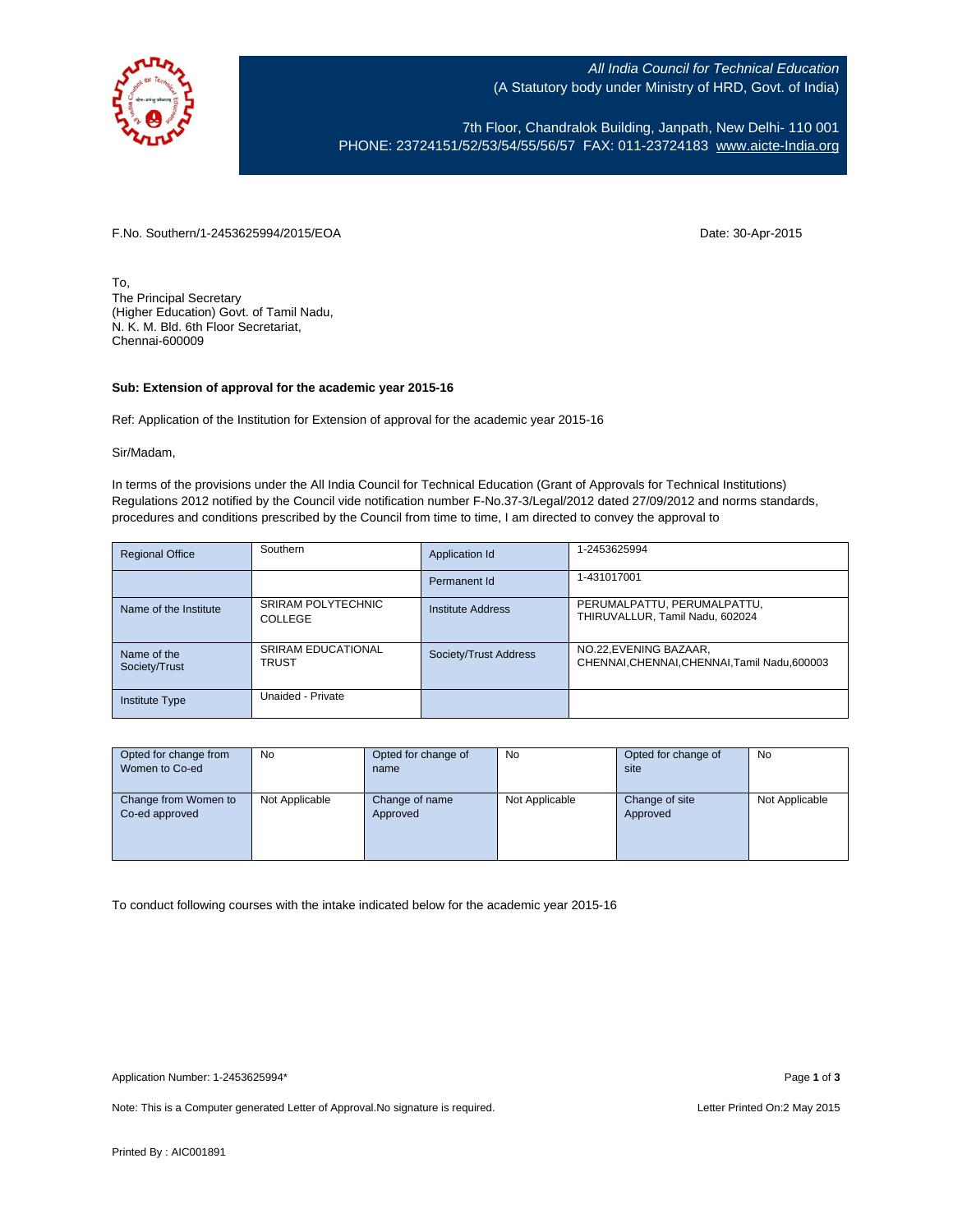All India Council for Technical Education
(A Statutory body under Ministry of HRD, Govt. of India)

7th Floor, Chandralok Building, Janpath, New Delhi- 110 001
PHONE: 23724151/52/53/54/55/56/57 FAX: 011-23724183 www.aicte-India.org

F.No. Southern/1-2453625994/2015/EOA

Date: 30-Apr-2015

To,
The Principal Secretary
(Higher Education) Govt. of Tamil Nadu,
N. K. M. Bld. 6th Floor Secretariat,
Chennai-600009

**Sub: Extension of approval for the academic year 2015-16**

Ref: Application of the Institution for Extension of approval for the academic year 2015-16

Sir/Madam,

In terms of the provisions under the All India Council for Technical Education (Grant of Approvals for Technical Institutions) Regulations 2012 notified by the Council vide notification number F-No.37-3/Legal/2012 dated 27/09/2012 and norms standards, procedures and conditions prescribed by the Council from time to time, I am directed to convey the approval to

| Regional Office | Southern | Application Id | 1-2453625994 |
|---|---|---|---|
| | | Permanent Id | 1-431017001 |
| Name of the Institute | SRIRAM POLYTECHNIC COLLEGE | Institute Address | PERUMALPATTU, PERUMALPATTU, THIRUVALLUR, Tamil Nadu, 602024 |
| Name of the Society/Trust | SRIRAM EDUCATIONAL TRUST | Society/Trust Address | NO.22,EVENING BAZAAR, CHENNAI,CHENNAI,CHENNAI,Tamil Nadu,600003 |
| Institute Type | Unaided - Private | | |

| Opted for change from Women to Co-ed | No | Opted for change of name | No | Opted for change of site | No |
|---|---|---|---|---|---|
| Change from Women to Co-ed approved | Not Applicable | Change of name Approved | Not Applicable | Change of site Approved | Not Applicable |

To conduct following courses with the intake indicated below for the academic year 2015-16

Application Number: 1-2453625994*

Note: This is a Computer generated Letter of Approval.No signature is required.

Letter Printed On:2 May 2015

Printed By : AIC001891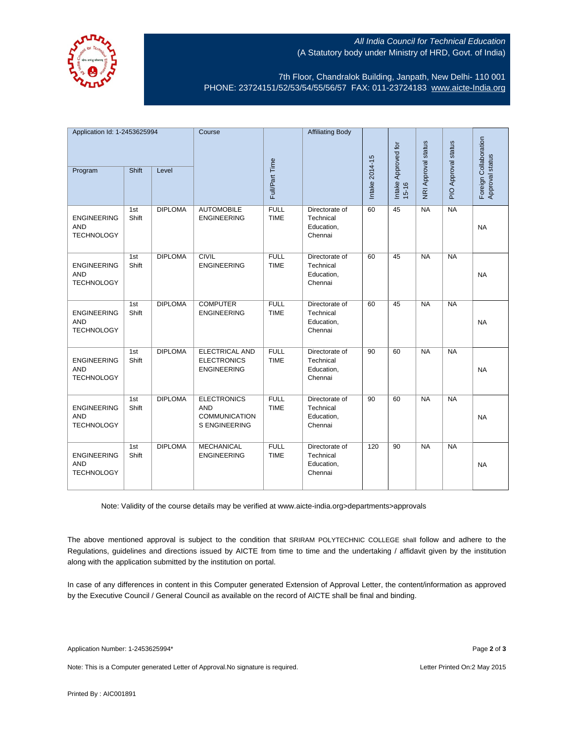All India Council for Technical Education
(A Statutory body under Ministry of HRD, Govt. of India)

7th Floor, Chandralok Building, Janpath, New Delhi- 110 001
PHONE: 23724151/52/53/54/55/56/57 FAX: 011-23724183 www.aicte-India.org

| Application Id: 1-2453625994 | | | Course | Full/Part Time | Affiliating Body | Intake 2014-15 | Intake Approved for 15-16 | NRI Approval status | PIO Approval status | Foreign Collaboration Approval status |
|---|---|---|---|---|---|---|---|---|---|---|
| Program | Shift | Level | | | | | | | | |
| ENGINEERING AND TECHNOLOGY | 1st Shift | DIPLOMA | AUTOMOBILE ENGINEERING | FULL TIME | Directorate of Technical Education, Chennai | 60 | 45 | NA | NA | NA |
| ENGINEERING AND TECHNOLOGY | 1st Shift | DIPLOMA | CIVIL ENGINEERING | FULL TIME | Directorate of Technical Education, Chennai | 60 | 45 | NA | NA | NA |
| ENGINEERING AND TECHNOLOGY | 1st Shift | DIPLOMA | COMPUTER ENGINEERING | FULL TIME | Directorate of Technical Education, Chennai | 60 | 45 | NA | NA | NA |
| ENGINEERING AND TECHNOLOGY | 1st Shift | DIPLOMA | ELECTRICAL AND ELECTRONICS ENGINEERING | FULL TIME | Directorate of Technical Education, Chennai | 90 | 60 | NA | NA | NA |
| ENGINEERING AND TECHNOLOGY | 1st Shift | DIPLOMA | ELECTRONICS AND COMMUNICATION S ENGINEERING | FULL TIME | Directorate of Technical Education, Chennai | 90 | 60 | NA | NA | NA |
| ENGINEERING AND TECHNOLOGY | 1st Shift | DIPLOMA | MECHANICAL ENGINEERING | FULL TIME | Directorate of Technical Education, Chennai | 120 | 90 | NA | NA | NA |

Note: Validity of the course details may be verified at www.aicte-india.org>departments>approvals

The above mentioned approval is subject to the condition that SRIRAM POLYTECHNIC COLLEGE shall follow and adhere to the Regulations, guidelines and directions issued by AICTE from time to time and the undertaking / affidavit given by the institution along with the application submitted by the institution on portal.

In case of any differences in content in this Computer generated Extension of Approval Letter, the content/information as approved by the Executive Council / General Council as available on the record of AICTE shall be final and binding.

Application Number: 1-2453625994*

Note: This is a Computer generated Letter of Approval.No signature is required.

Letter Printed On:2 May 2015

Printed By : AIC001891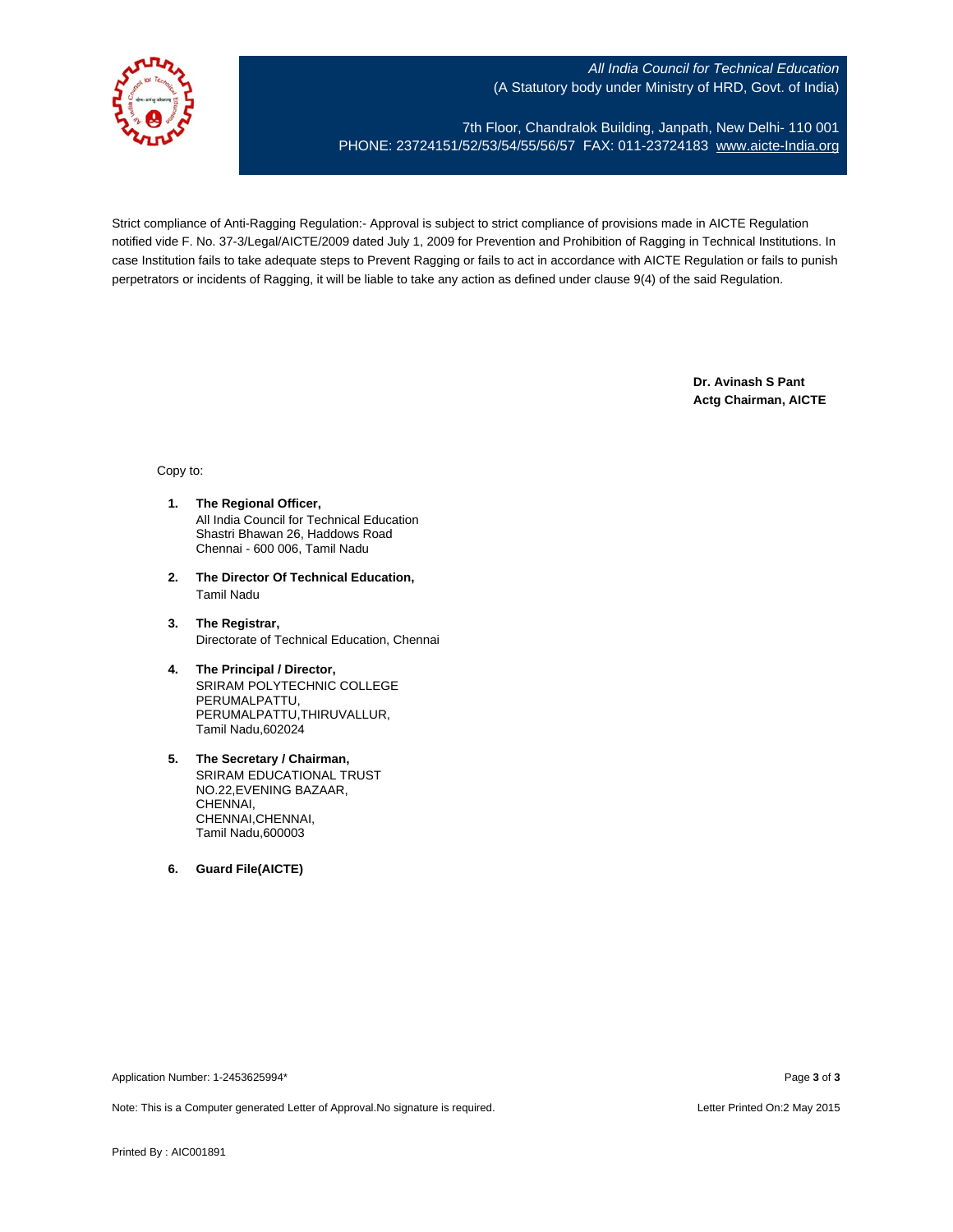*All India Council for Technical Education*
(A Statutory body under Ministry of HRD, Govt. of India)

7th Floor, Chandralok Building, Janpath, New Delhi- 110 001
PHONE: 23724151/52/53/54/55/56/57 FAX: 011-23724183 www.aicte-India.org

Strict compliance of Anti-Ragging Regulation:- Approval is subject to strict compliance of provisions made in AICTE Regulation notified vide F. No. 37-3/Legal/AICTE/2009 dated July 1, 2009 for Prevention and Prohibition of Ragging in Technical Institutions. In case Institution fails to take adequate steps to Prevent Ragging or fails to act in accordance with AICTE Regulation or fails to punish perpetrators or incidents of Ragging, it will be liable to take any action as defined under clause 9(4) of the said Regulation.

**Dr. Avinash S Pant**
**Actg Chairman, AICTE**

Copy to:

1. **The Regional Officer,**
   All India Council for Technical Education
   Shastri Bhawan 26, Haddows Road
   Chennai - 600 006, Tamil Nadu

2. **The Director Of Technical Education,**
   Tamil Nadu

3. **The Registrar,**
   Directorate of Technical Education, Chennai

4. **The Principal / Director,**
   SRIRAM POLYTECHNIC COLLEGE
   PERUMALPATTU,
   PERUMALPATTU,THIRUVALLUR,
   Tamil Nadu,602024

5. **The Secretary / Chairman,**
   SRIRAM EDUCATIONAL TRUST
   NO.22,EVENING BAZAAR,
   CHENNAI,
   CHENNAI,CHENNAI,
   Tamil Nadu,600003

6. **Guard File(AICTE)**

Application Number: 1-2453625994*

Note: This is a Computer generated Letter of Approval.No signature is required.

Letter Printed On:2 May 2015

Printed By : AIC001891